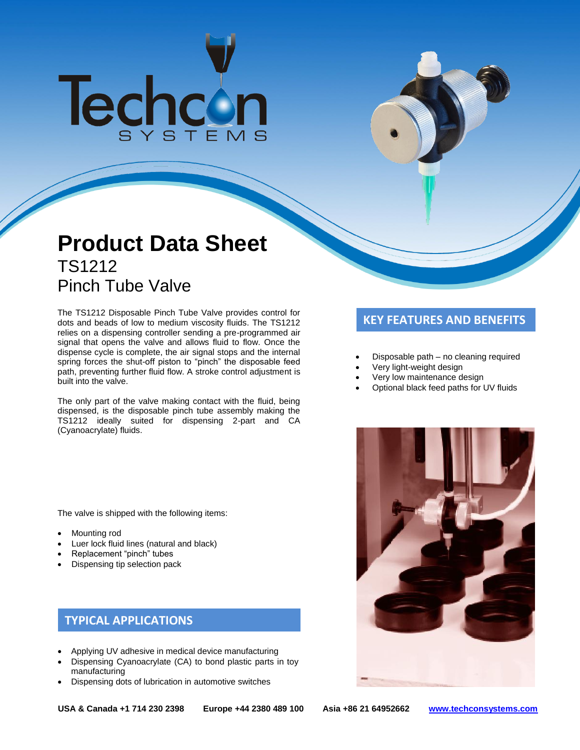# Product Data Sheet

## TS1212
## Pinch Tube Valve

The TS1212 Disposable Pinch Tube Valve provides control for dots and beads of low to medium viscosity fluids. The TS1212 relies on a dispensing controller sending a pre-programmed air signal that opens the valve and allows fluid to flow. Once the dispense cycle is complete, the air signal stops and the internal spring forces the shut-off piston to "pinch" the disposable feed path, preventing further fluid flow. A stroke control adjustment is built into the valve.

The only part of the valve making contact with the fluid, being dispensed, is the disposable pinch tube assembly making the TS1212 ideally suited for dispensing 2-part and CA (Cyanoacrylate) fluids.

The valve is shipped with the following items:

- Mounting rod
- Luer lock fluid lines (natural and black)
- Replacement "pinch" tubes
- Dispensing tip selection pack

## TYPICAL APPLICATIONS

- Applying UV adhesive in medical device manufacturing
- Dispensing Cyanoacrylate (CA) to bond plastic parts in toy manufacturing
- Dispensing dots of lubrication in automotive switches

## KEY FEATURES AND BENEFITS

- Disposable path – no cleaning required
- Very light-weight design
- Very low maintenance design
- Optional black feed paths for UV fluids

**USA & Canada +1 714 230 2398** **Europe +44 2380 489 100** **Asia +86 21 64952662** **www.techconsystems.com**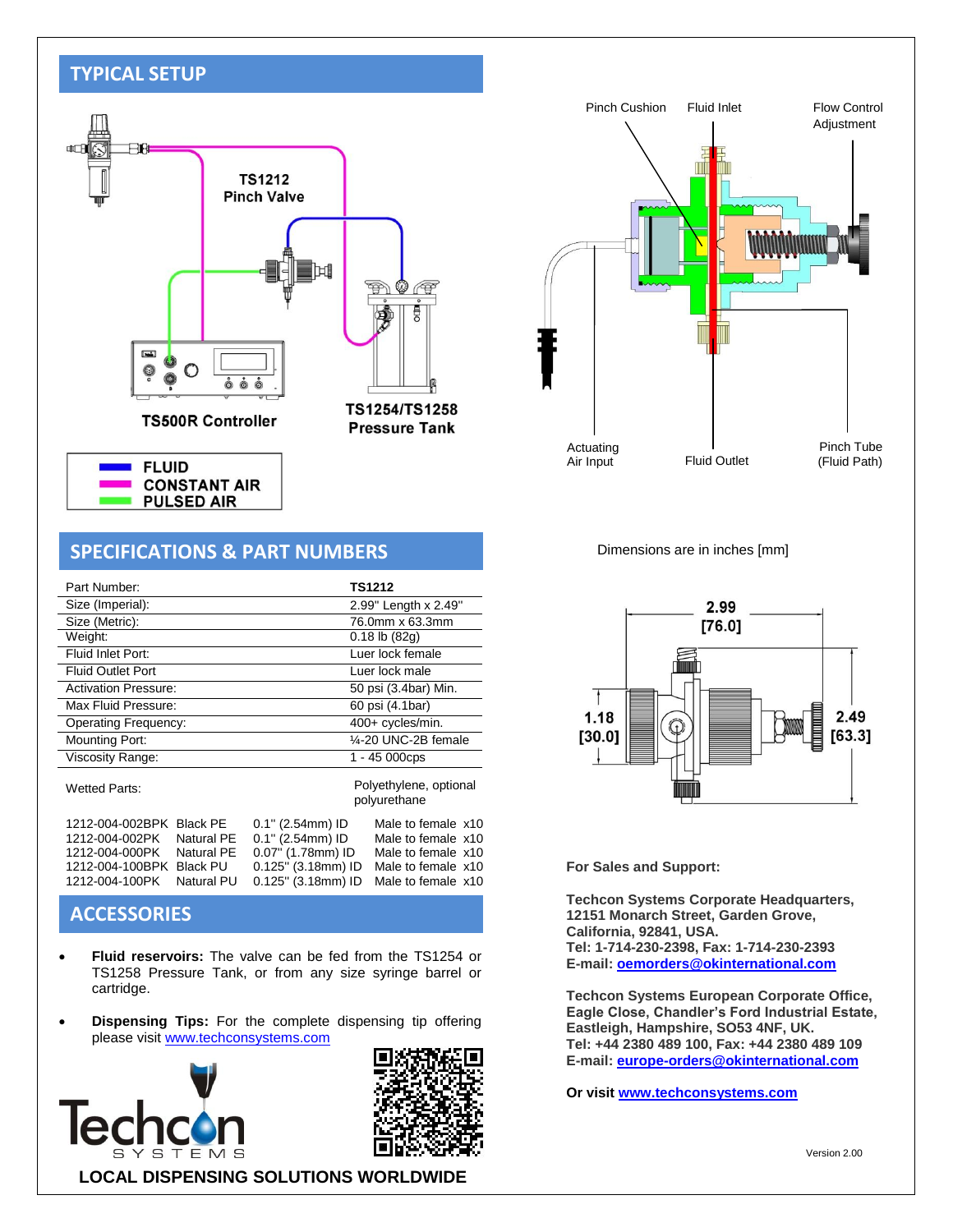## TYPICAL SETUP

TS1212
Pinch Valve

TS500R Controller

TS1254/TS1258
Pressure Tank

FLUID
CONSTANT AIR
PULSED AIR

Pinch Cushion
Fluid Inlet
Flow Control Adjustment
Actuating Air Input
Fluid Outlet
Pinch Tube (Fluid Path)

## SPECIFICATIONS & PART NUMBERS

| | |
|---|---|
| Part Number: | **TS1212** |
| Size (Imperial): | 2.99" Length x 2.49" |
| Size (Metric): | 76.0mm x 63.3mm |
| Weight: | 0.18 lb (82g) |
| Fluid Inlet Port: | Luer lock female |
| Fluid Outlet Port | Luer lock male |
| Activation Pressure: | 50 psi (3.4bar) Min. |
| Max Fluid Pressure: | 60 psi (4.1bar) |
| Operating Frequency: | 400+ cycles/min. |
| Mounting Port: | ¼-20 UNC-2B female |
| Viscosity Range: | 1 - 45 000cps |

Wetted Parts: Polyethylene, optional polyurethane

| | | | |
|---|---|---|---|
| 1212-004-002BPK | Black PE | 0.1" (2.54mm) ID | Male to female x10 |
| 1212-004-002PK | Natural PE | 0.1" (2.54mm) ID | Male to female x10 |
| 1212-004-000PK | Natural PE | 0.07" (1.78mm) ID | Male to female x10 |
| 1212-004-100BPK | Black PU | 0.125" (3.18mm) ID | Male to female x10 |
| 1212-004-100PK | Natural PU | 0.125" (3.18mm) ID | Male to female x10 |

Dimensions are in inches [mm]

2.99
[76.0]

1.18
[30.0]

2.49
[63.3]

## ACCESSORIES

- **Fluid reservoirs:** The valve can be fed from the TS1254 or TS1258 Pressure Tank, or from any size syringe barrel or cartridge.
- **Dispensing Tips:** For the complete dispensing tip offering please visit www.techconsystems.com

Techcon SYSTEMS

**LOCAL DISPENSING SOLUTIONS WORLDWIDE**

**For Sales and Support:**

**Techcon Systems Corporate Headquarters,**
**12151 Monarch Street, Garden Grove,**
**California, 92841, USA.**
**Tel: 1-714-230-2398, Fax: 1-714-230-2393**
**E-mail: oemorders@okinternational.com**

**Techcon Systems European Corporate Office,**
**Eagle Close, Chandler's Ford Industrial Estate,**
**Eastleigh, Hampshire, SO53 4NF, UK.**
**Tel: +44 2380 489 100, Fax: +44 2380 489 109**
**E-mail: europe-orders@okinternational.com**

**Or visit www.techconsystems.com**

Version 2.00